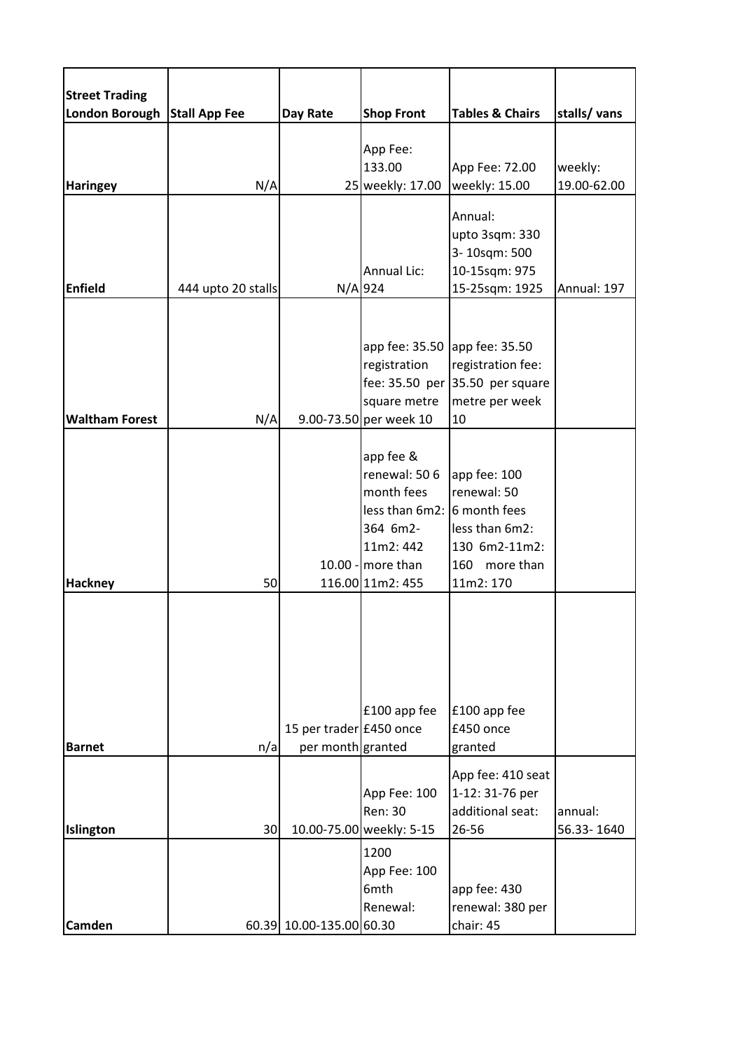| Street Trading London Borough | Stall App Fee | Day Rate | Shop Front | Tables & Chairs | stalls/ vans |
|---|---|---|---|---|---|
| Haringey | N/A | 25 | App Fee: 133.00 weekly: 17.00 | App Fee: 72.00 weekly: 15.00 | weekly: 19.00-62.00 |
| Enfield | 444 upto 20 stalls | N/A | Annual Lic: 924 | Annual: upto 3sqm: 330 3- 10sqm: 500 10-15sqm: 975 15-25sqm: 1925 | Annual: 197 |
| Waltham Forest | N/A | 9.00-73.50 | app fee: 35.50 registration fee: 35.50 per square metre per week 10 | app fee: 35.50 registration fee: 35.50 per square metre per week 10 | |
| Hackney | 50 | 10.00 - 116.00 | app fee & renewal: 50 6 month fees less than 6m2: 364 6m2-11m2: 442 more than 11m2: 455 | app fee: 100 renewal: 50 6 month fees less than 6m2: 130 6m2-11m2: 160 more than 11m2: 170 | |
| Barnet | n/a | 15 per trader per month | £100 app fee £450 once granted | £100 app fee £450 once granted | |
| Islington | 30 | 10.00-75.00 | App Fee: 100 Ren: 30 weekly: 5-15 | App fee: 410 seat 1-12: 31-76 per additional seat: 26-56 | annual: 56.33- 1640 |
| Camden | 60.39 | 10.00-135.00 | 1200 App Fee: 100 6mth Renewal: 60.30 | app fee: 430 renewal: 380 per chair: 45 | |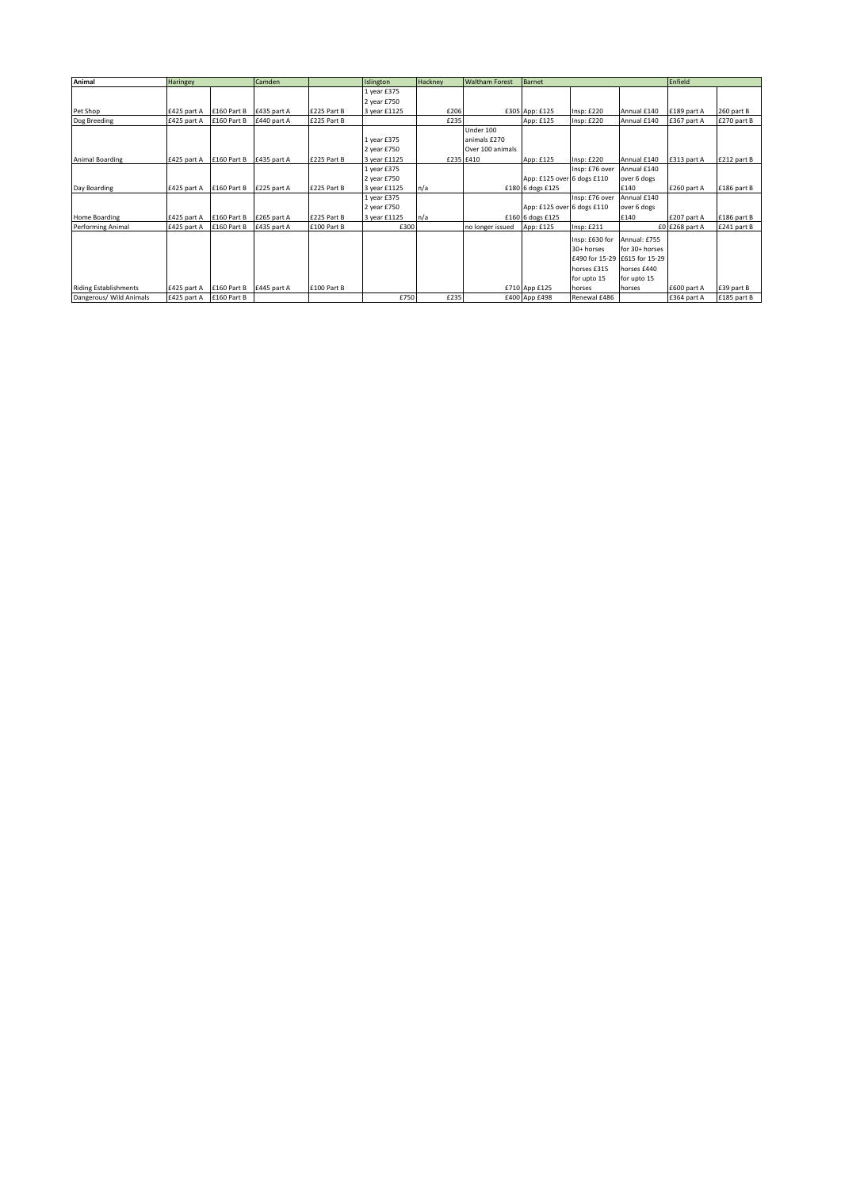| Animal | Haringey | | Camden | | Islington | Hackney | Waltham Forest | Barnet | | | Enfield | |
|---|---|---|---|---|---|---|---|---|---|---|---|---|
| Pet Shop | £425 part A | £160 Part B | £435 part A | £225 Part B | 1 year £375 2 year £750 3 year £1125 | £206 | £305 | App: £125 | Insp: £220 | Annual £140 | £189 part A | 260 part B |
| Dog Breeding | £425 part A | £160 Part B | £440 part A | £225 Part B | | £235 | | App: £125 | Insp: £220 | Annual £140 | £367 part A | £270 part B |
| Animal Boarding | £425 part A | £160 Part B | £435 part A | £225 Part B | 1 year £375 2 year £750 3 year £1125 | £235 | Under 100 animals £270 Over 100 animals £410 | App: £125 | Insp: £220 | Annual £140 | £313 part A | £212 part B |
| Day Boarding | £425 part A | £160 Part B | £225 part A | £225 Part B | 1 year £375 2 year £750 3 year £1125 | n/a | £180 | App: £125 over 6 dogs £125 | Insp: £76 over 6 dogs £110 | Annual £140 over 6 dogs £140 | £260 part A | £186 part B |
| Home Boarding | £425 part A | £160 Part B | £265 part A | £225 Part B | 1 year £375 2 year £750 3 year £1125 | n/a | £160 | App: £125 over 6 dogs £125 | Insp: £76 over 6 dogs £110 | Annual £140 over 6 dogs £140 | £207 part A | £186 part B |
| Performing Animal | £425 part A | £160 Part B | £435 part A | £100 Part B | £300 | | no longer issued | App: £125 | Insp: £211 | £0 | £268 part A | £241 part B |
| Riding Establishments | £425 part A | £160 Part B | £445 part A | £100 Part B | | | £710 | App £125 | Insp: £630 for 30+ horses £490 for 15-29 horses £315 for upto 15 horses | Annual: £755 for 30+ horses £615 for 15-29 horses £440 for upto 15 horses | £600 part A | £39 part B |
| Dangerous/ Wild Animals | £425 part A | £160 Part B | | | £750 | £235 | £400 | App £498 | Renewal £486 | | £364 part A | £185 part B |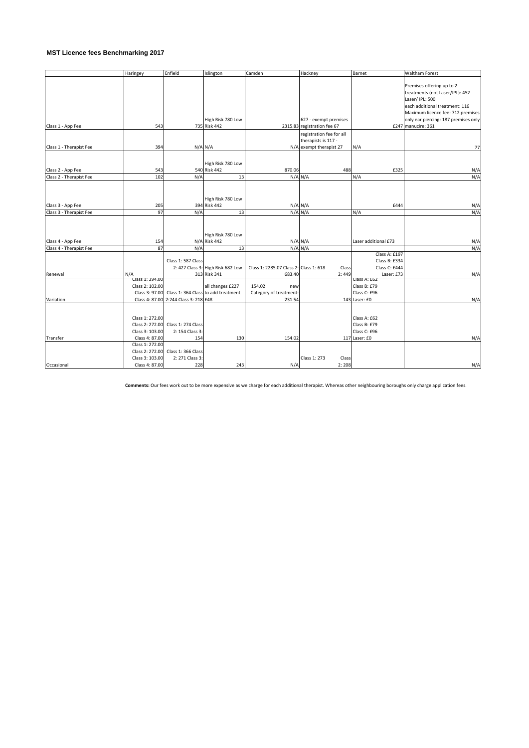**MST Licence fees Benchmarking 2017**

| | Haringey | Enfield | Islington | Camden | Hackney | Barnet | Waltham Forest |
|---|---|---|---|---|---|---|---|
| Class 1 - App Fee | 543 | 735 | High Risk 780 Low Risk 442 | 2315.83 | 627 - exempt premises registration fee 67 | £247 | Premises offering up to 2 treatments (not Laser/IPL): 452 Laser/ IPL: 500 each additional treatment: 116 Maximum licence fee: 712 premises only ear piercing: 187 premises only manucire: 361 |
| Class 1 - Therapist Fee | 394 | N/A | N/A | N/A | registration fee for all therapists is 117 - exempt therapist 27 | N/A | 77 |
| Class 2 - App Fee | 543 | 540 | High Risk 780 Low Risk 442 | 870.06 | 488 | £325 | N/A |
| Class 2 - Therapist Fee | 102 | N/A | 13 | N/A | N/A | N/A | N/A |
| Class 3 - App Fee | 205 | 394 | High Risk 780 Low Risk 442 | N/A | N/A | £444 | N/A |
| Class 3 - Therapist Fee | 97 | N/A | 13 | N/A | N/A | N/A | N/A |
| Class 4 - App Fee | 154 | N/A | High Risk 780 Low Risk 442 | N/A | N/A | Laser additional £73 | N/A |
| Class 4 - Therapist Fee | 87 | N/A | 13 | N/A | N/A | | N/A |
| Renewal | N/A | Class 1: 587 Class 2: 427 Class 3: 313 | High Risk 682 Low Risk 341 | Class 1: 2285.07 Class 2: 683.40 | Class 1: 618 Class 2: 449 | Class A: £197 Class B: £334 Class C: £444 Laser: £73 | N/A |
| Variation | Class 1: 394.00 Class 2: 102.00 Class 3: 97.00 Class 4: 87.00 | Class 1: 364 Class 2:244 Class 3: 218 | all changes £227 to add treatment £48 | 154.02 new Category of treatment: 231.54 | 143 | Class A: £62 Class B: £79 Class C: £96 Laser: £0 | N/A |
| Transfer | Class 1: 272.00 Class 2: 272.00 Class 3: 103.00 Class 4: 87.00 | Class 1: 274 Class 2: 154 Class 3: 154 | 130 | 154.02 | 117 | Class A: £62 Class B: £79 Class C: £96 Laser: £0 | N/A |
| Occasional | Class 1: 272.00 Class 2: 272.00 Class 3: 103.00 Class 4: 87.00 | Class 1: 366 Class 2: 271 Class 3: 228 | 243 | N/A | Class 1: 273 Class 2: 208 | | N/A |

**Comments:** Our fees work out to be more expensive as we charge for each additional therapist. Whereas other neighbouring boroughs only charge application fees.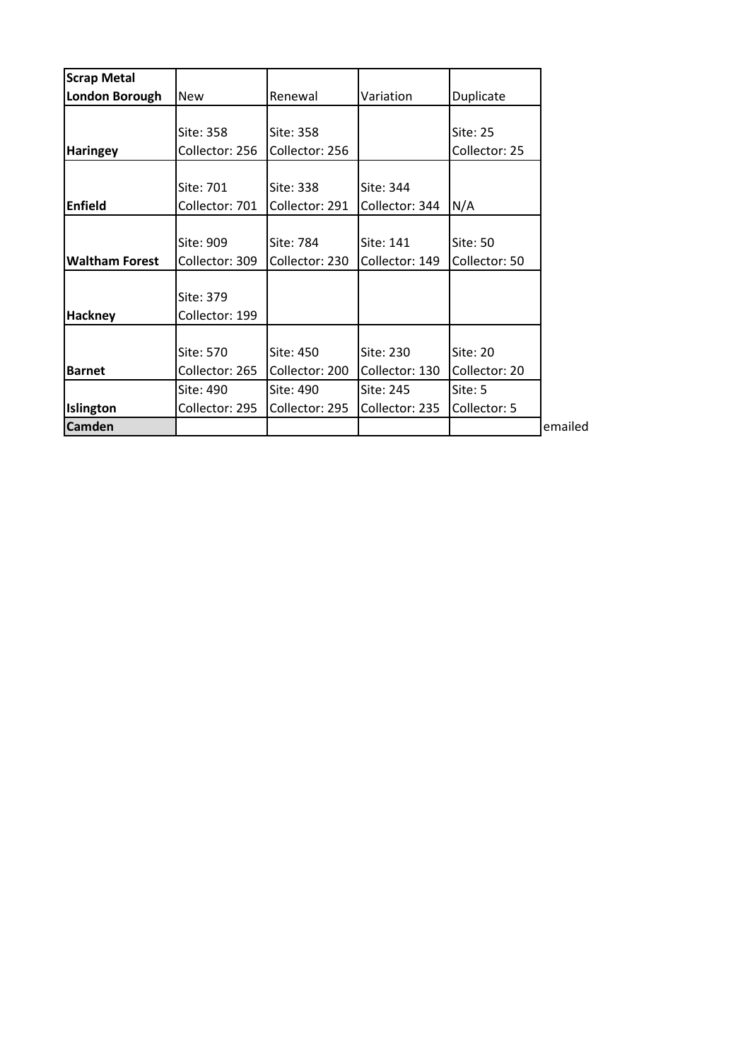| Scrap Metal London Borough | New | Renewal | Variation | Duplicate | |
|---|---|---|---|---|---|
| **Haringey** | Site: 358<br>Collector: 256 | Site: 358<br>Collector: 256 | | Site: 25<br>Collector: 25 | |
| **Enfield** | Site: 701<br>Collector: 701 | Site: 338<br>Collector: 291 | Site: 344<br>Collector: 344 | N/A | |
| **Waltham Forest** | Site: 909<br>Collector: 309 | Site: 784<br>Collector: 230 | Site: 141<br>Collector: 149 | Site: 50<br>Collector: 50 | |
| **Hackney** | Site: 379<br>Collector: 199 | | | | |
| **Barnet** | Site: 570<br>Collector: 265 | Site: 450<br>Collector: 200 | Site: 230<br>Collector: 130 | Site: 20<br>Collector: 20 | |
| **Islington** | Site: 490<br>Collector: 295 | Site: 490<br>Collector: 295 | Site: 245<br>Collector: 235 | Site: 5<br>Collector: 5 | |
| **Camden** | | | | | emailed |